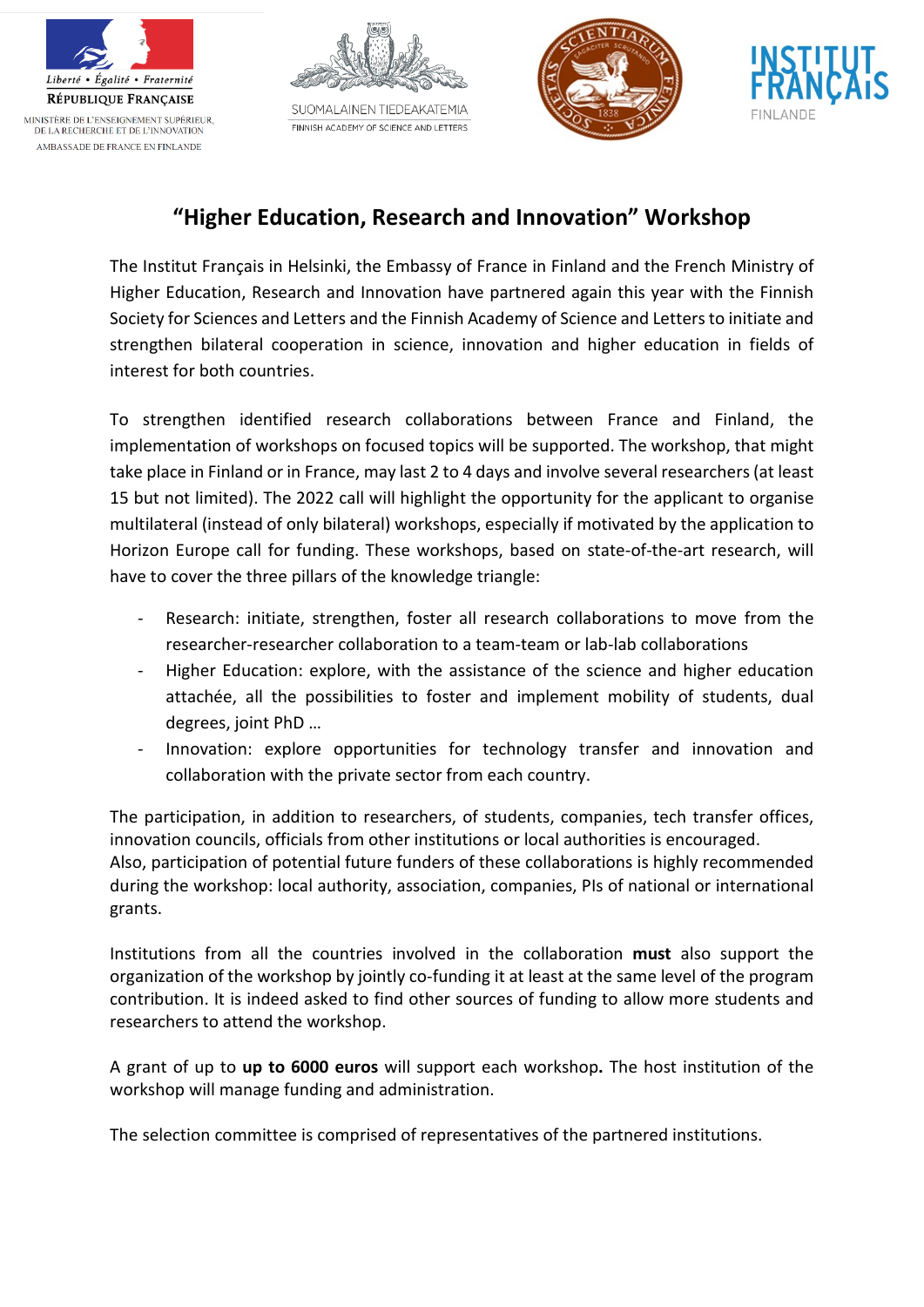# "Higher Education, Research and Innovation" Workshop

The Institut Français in Helsinki, the Embassy of France in Finland and the French Ministry of Higher Education, Research and Innovation have partnered again this year with the Finnish Society for Sciences and Letters and the Finnish Academy of Science and Letters to initiate and strengthen bilateral cooperation in science, innovation and higher education in fields of interest for both countries.

To strengthen identified research collaborations between France and Finland, the implementation of workshops on focused topics will be supported. The workshop, that might take place in Finland or in France, may last 2 to 4 days and involve several researchers (at least 15 but not limited). The 2022 call will highlight the opportunity for the applicant to organise multilateral (instead of only bilateral) workshops, especially if motivated by the application to Horizon Europe call for funding. These workshops, based on state-of-the-art research, will have to cover the three pillars of the knowledge triangle:

- Research: initiate, strengthen, foster all research collaborations to move from the researcher-researcher collaboration to a team-team or lab-lab collaborations
- Higher Education: explore, with the assistance of the science and higher education attachée, all the possibilities to foster and implement mobility of students, dual degrees, joint PhD …
- Innovation: explore opportunities for technology transfer and innovation and collaboration with the private sector from each country.

The participation, in addition to researchers, of students, companies, tech transfer offices, innovation councils, officials from other institutions or local authorities is encouraged.
Also, participation of potential future funders of these collaborations is highly recommended during the workshop: local authority, association, companies, PIs of national or international grants.

Institutions from all the countries involved in the collaboration **must** also support the organization of the workshop by jointly co-funding it at least at the same level of the program contribution. It is indeed asked to find other sources of funding to allow more students and researchers to attend the workshop.

A grant of up to **up to 6000 euros** will support each workshop**.** The host institution of the workshop will manage funding and administration.

The selection committee is comprised of representatives of the partnered institutions.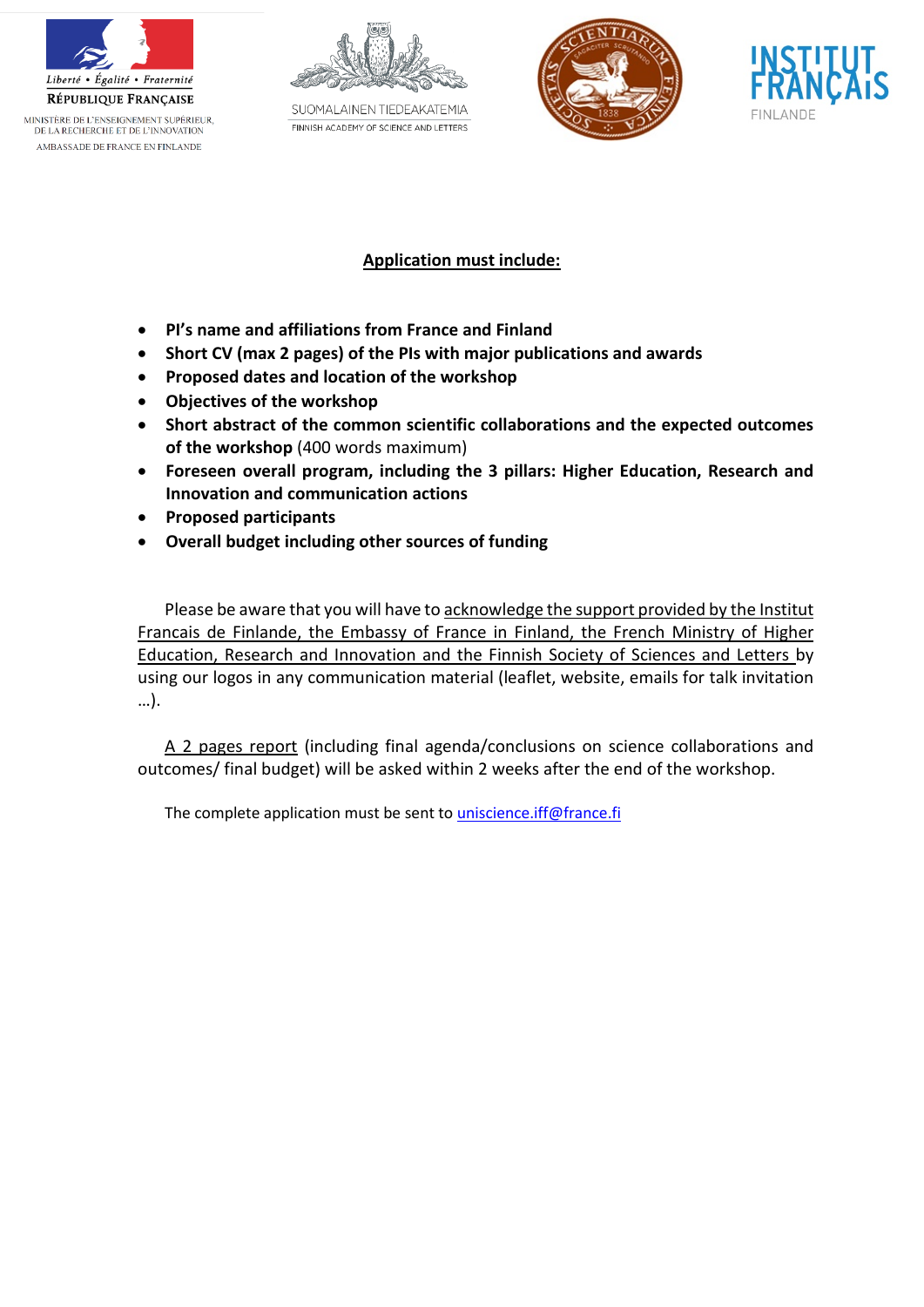**Application must include:**

- **PI's name and affiliations from France and Finland**
- **Short CV (max 2 pages) of the PIs with major publications and awards**
- **Proposed dates and location of the workshop**
- **Objectives of the workshop**
- **Short abstract of the common scientific collaborations and the expected outcomes of the workshop** (400 words maximum)
- **Foreseen overall program, including the 3 pillars: Higher Education, Research and Innovation and communication actions**
- **Proposed participants**
- **Overall budget including other sources of funding**

Please be aware that you will have to acknowledge the support provided by the Institut Francais de Finlande, the Embassy of France in Finland, the French Ministry of Higher Education, Research and Innovation and the Finnish Society of Sciences and Letters by using our logos in any communication material (leaflet, website, emails for talk invitation …).

A 2 pages report (including final agenda/conclusions on science collaborations and outcomes/ final budget) will be asked within 2 weeks after the end of the workshop.

The complete application must be sent to uniscience.iff@france.fi